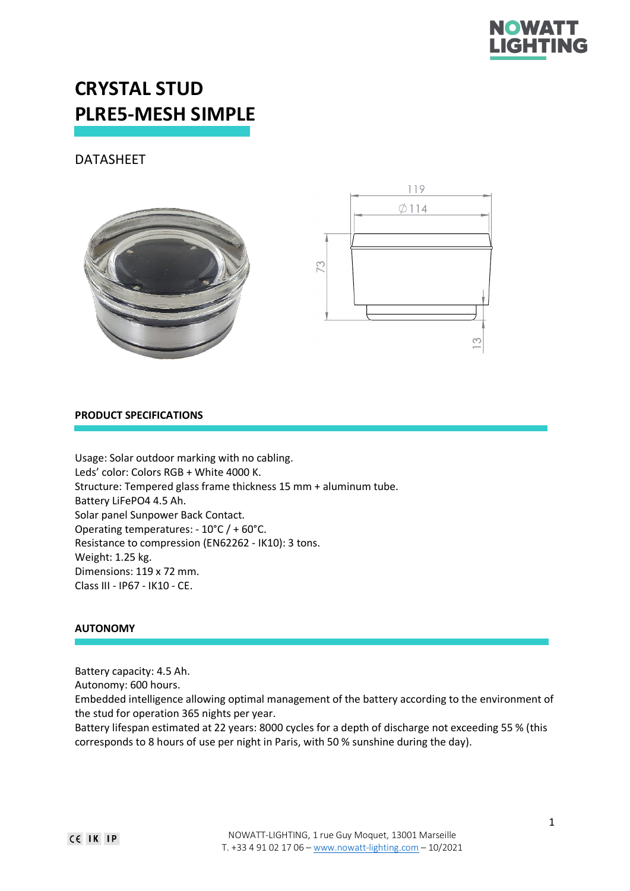# CRYSTAL STUD
# PLRE5-MESH SIMPLE

DATASHEET

## PRODUCT SPECIFICATIONS

Usage: Solar outdoor marking with no cabling.
Leds' color: Colors RGB + White 4000 K.
Structure: Tempered glass frame thickness 15 mm + aluminum tube.
Battery LiFePO4 4.5 Ah.
Solar panel Sunpower Back Contact.
Operating temperatures: - 10°C / + 60°C.
Resistance to compression (EN62262 - IK10): 3 tons.
Weight: 1.25 kg.
Dimensions: 119 x 72 mm.
Class III - IP67 - IK10 - CE.

## AUTONOMY

Battery capacity: 4.5 Ah.
Autonomy: 600 hours.
Embedded intelligence allowing optimal management of the battery according to the environment of the stud for operation 365 nights per year.
Battery lifespan estimated at 22 years: 8000 cycles for a depth of discharge not exceeding 55 % (this corresponds to 8 hours of use per night in Paris, with 50 % sunshine during the day).

NOWATT-LIGHTING, 1 rue Guy Moquet, 13001 Marseille
T. +33 4 91 02 17 06 – www.nowatt-lighting.com – 10/2021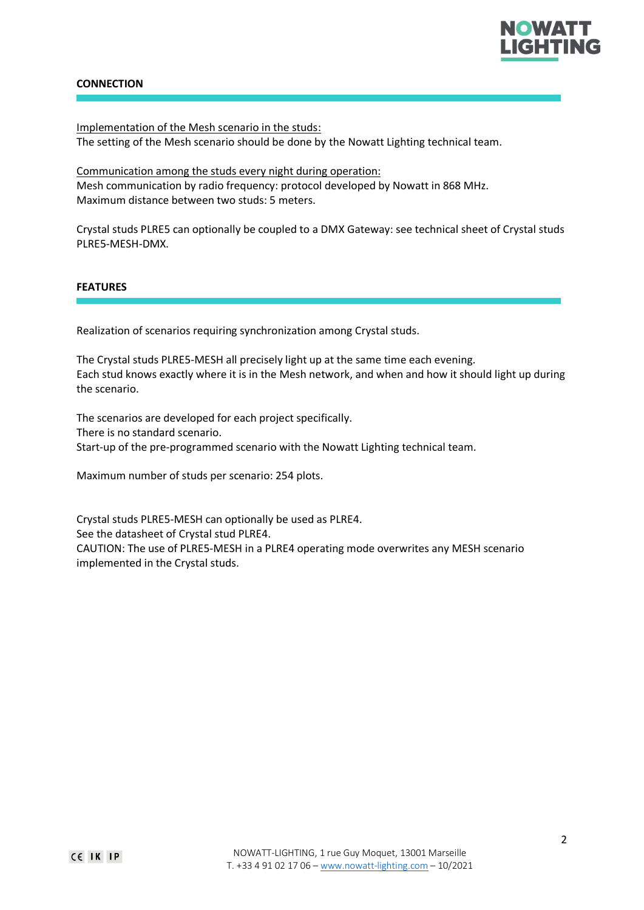## CONNECTION

Implementation of the Mesh scenario in the studs:
The setting of the Mesh scenario should be done by the Nowatt Lighting technical team.

Communication among the studs every night during operation:
Mesh communication by radio frequency: protocol developed by Nowatt in 868 MHz.
Maximum distance between two studs: 5 meters.

Crystal studs PLRE5 can optionally be coupled to a DMX Gateway: see technical sheet of Crystal studs PLRE5-MESH-DMX.

## FEATURES

Realization of scenarios requiring synchronization among Crystal studs.

The Crystal studs PLRE5-MESH all precisely light up at the same time each evening.
Each stud knows exactly where it is in the Mesh network, and when and how it should light up during the scenario.

The scenarios are developed for each project specifically.
There is no standard scenario.
Start-up of the pre-programmed scenario with the Nowatt Lighting technical team.

Maximum number of studs per scenario: 254 plots.

Crystal studs PLRE5-MESH can optionally be used as PLRE4.
See the datasheet of Crystal stud PLRE4.
CAUTION: The use of PLRE5-MESH in a PLRE4 operating mode overwrites any MESH scenario implemented in the Crystal studs.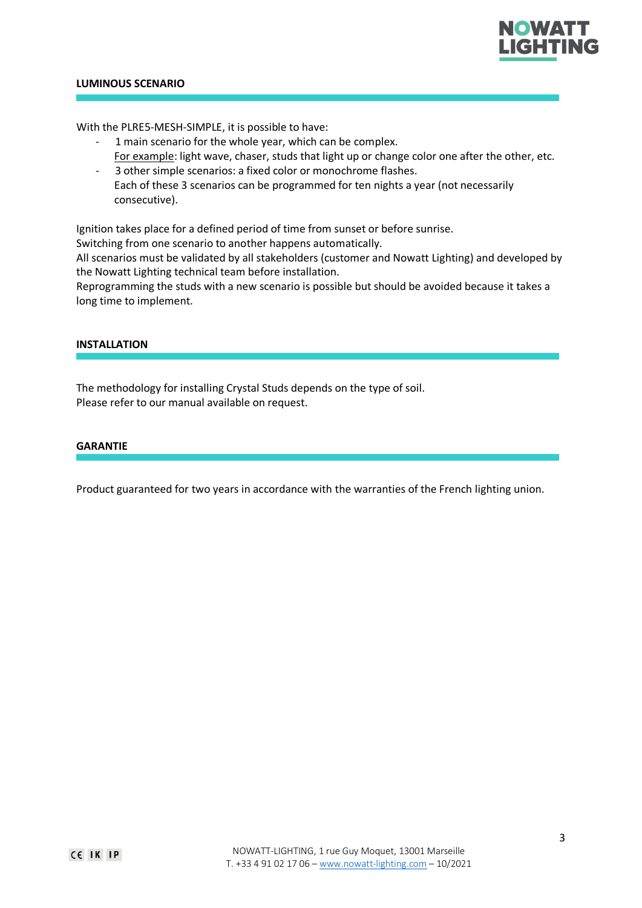**LUMINOUS SCENARIO**

With the PLRE5-MESH-SIMPLE, it is possible to have:

- 1 main scenario for the whole year, which can be complex.
  For example: light wave, chaser, studs that light up or change color one after the other, etc.
- 3 other simple scenarios: a fixed color or monochrome flashes.
  Each of these 3 scenarios can be programmed for ten nights a year (not necessarily consecutive).

Ignition takes place for a defined period of time from sunset or before sunrise.
Switching from one scenario to another happens automatically.
All scenarios must be validated by all stakeholders (customer and Nowatt Lighting) and developed by the Nowatt Lighting technical team before installation.
Reprogramming the studs with a new scenario is possible but should be avoided because it takes a long time to implement.

**INSTALLATION**

The methodology for installing Crystal Studs depends on the type of soil.
Please refer to our manual available on request.

**GARANTIE**

Product guaranteed for two years in accordance with the warranties of the French lighting union.

CE IK IP

NOWATT-LIGHTING, 1 rue Guy Moquet, 13001 Marseille
T. +33 4 91 02 17 06 – www.nowatt-lighting.com – 10/2021